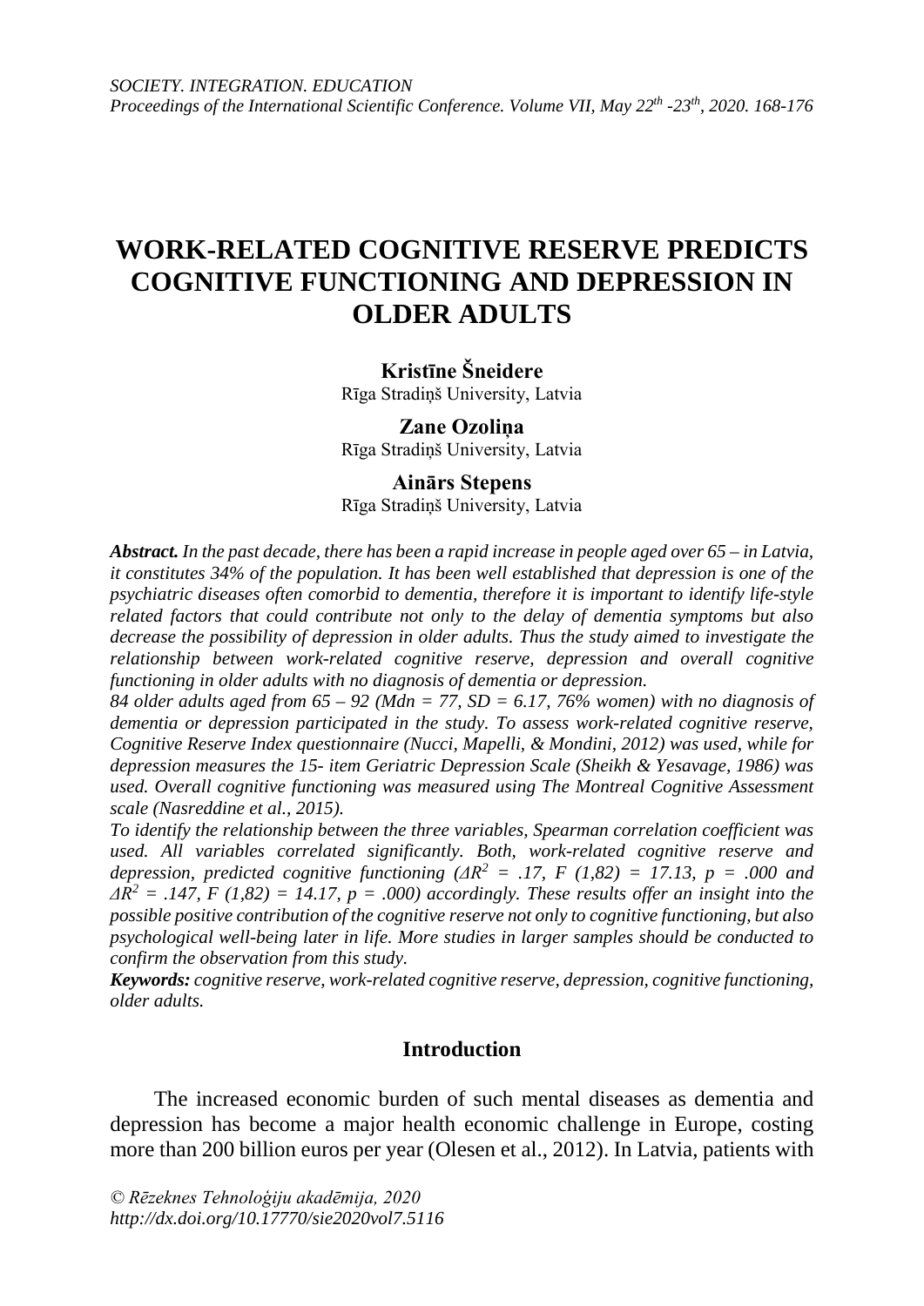# WORK-RELATED COGNITIVE RESERVE PREDICTS COGNITIVE FUNCTIONING AND DEPRESSION IN OLDER ADULTS

**Kristīne Šneidere**
Rīga Stradiņš University, Latvia

**Zane Ozoliņa**
Rīga Stradiņš University, Latvia

**Ainārs Stepens**
Rīga Stradiņš University, Latvia

***Abstract.*** *In the past decade, there has been a rapid increase in people aged over 65 – in Latvia, it constitutes 34% of the population. It has been well established that depression is one of the psychiatric diseases often comorbid to dementia, therefore it is important to identify life-style related factors that could contribute not only to the delay of dementia symptoms but also decrease the possibility of depression in older adults. Thus the study aimed to investigate the relationship between work-related cognitive reserve, depression and overall cognitive functioning in older adults with no diagnosis of dementia or depression.*

*84 older adults aged from 65 – 92 (Mdn = 77, SD = 6.17, 76% women) with no diagnosis of dementia or depression participated in the study. To assess work-related cognitive reserve, Cognitive Reserve Index questionnaire (Nucci, Mapelli, & Mondini, 2012) was used, while for depression measures the 15- item Geriatric Depression Scale (Sheikh & Yesavage, 1986) was used. Overall cognitive functioning was measured using The Montreal Cognitive Assessment scale (Nasreddine et al., 2015).*

*To identify the relationship between the three variables, Spearman correlation coefficient was used. All variables correlated significantly. Both, work-related cognitive reserve and depression, predicted cognitive functioning ($\Delta R^2 = .17$, $F(1,82) = 17.13$, $p = .000$ and $\Delta R^2 = .147$, $F(1,82) = 14.17$, $p = .000$) accordingly. These results offer an insight into the possible positive contribution of the cognitive reserve not only to cognitive functioning, but also psychological well-being later in life. More studies in larger samples should be conducted to confirm the observation from this study.*

***Keywords:*** *cognitive reserve, work-related cognitive reserve, depression, cognitive functioning, older adults.*

## Introduction

The increased economic burden of such mental diseases as dementia and depression has become a major health economic challenge in Europe, costing more than 200 billion euros per year (Olesen et al., 2012). In Latvia, patients with

*© Rēzeknes Tehnoloģiju akadēmija, 2020*
*http://dx.doi.org/10.17770/sie2020vol7.5116*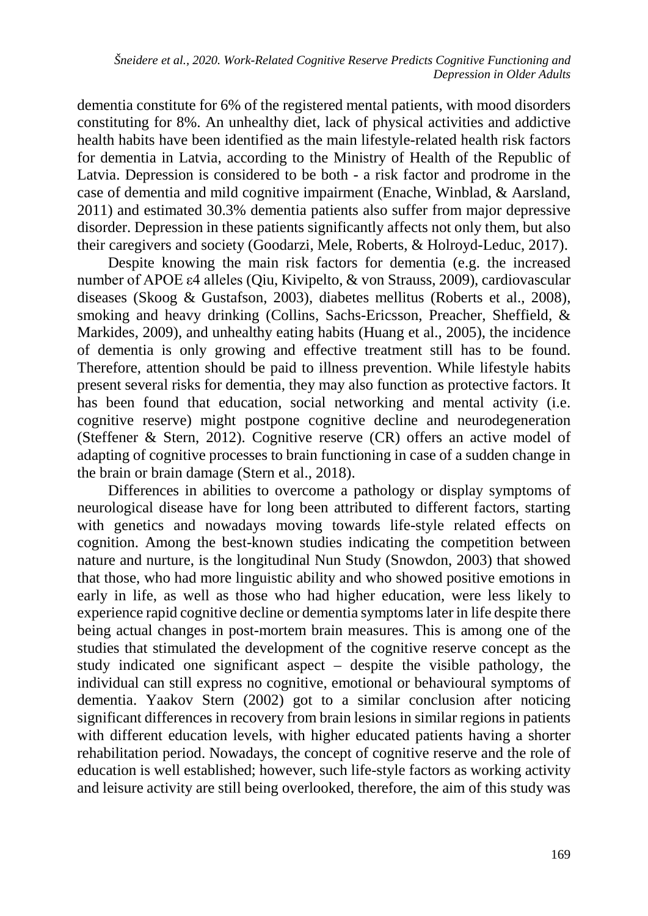dementia constitute for 6% of the registered mental patients, with mood disorders constituting for 8%. An unhealthy diet, lack of physical activities and addictive health habits have been identified as the main lifestyle-related health risk factors for dementia in Latvia, according to the Ministry of Health of the Republic of Latvia. Depression is considered to be both - a risk factor and prodrome in the case of dementia and mild cognitive impairment (Enache, Winblad, & Aarsland, 2011) and estimated 30.3% dementia patients also suffer from major depressive disorder. Depression in these patients significantly affects not only them, but also their caregivers and society (Goodarzi, Mele, Roberts, & Holroyd-Leduc, 2017).

Despite knowing the main risk factors for dementia (e.g. the increased number of APOE ε4 alleles (Qiu, Kivipelto, & von Strauss, 2009), cardiovascular diseases (Skoog & Gustafson, 2003), diabetes mellitus (Roberts et al., 2008), smoking and heavy drinking (Collins, Sachs-Ericsson, Preacher, Sheffield, & Markides, 2009), and unhealthy eating habits (Huang et al., 2005), the incidence of dementia is only growing and effective treatment still has to be found. Therefore, attention should be paid to illness prevention. While lifestyle habits present several risks for dementia, they may also function as protective factors. It has been found that education, social networking and mental activity (i.e. cognitive reserve) might postpone cognitive decline and neurodegeneration (Steffener & Stern, 2012). Cognitive reserve (CR) offers an active model of adapting of cognitive processes to brain functioning in case of a sudden change in the brain or brain damage (Stern et al., 2018).

Differences in abilities to overcome a pathology or display symptoms of neurological disease have for long been attributed to different factors, starting with genetics and nowadays moving towards life-style related effects on cognition. Among the best-known studies indicating the competition between nature and nurture, is the longitudinal Nun Study (Snowdon, 2003) that showed that those, who had more linguistic ability and who showed positive emotions in early in life, as well as those who had higher education, were less likely to experience rapid cognitive decline or dementia symptoms later in life despite there being actual changes in post-mortem brain measures. This is among one of the studies that stimulated the development of the cognitive reserve concept as the study indicated one significant aspect – despite the visible pathology, the individual can still express no cognitive, emotional or behavioural symptoms of dementia. Yaakov Stern (2002) got to a similar conclusion after noticing significant differences in recovery from brain lesions in similar regions in patients with different education levels, with higher educated patients having a shorter rehabilitation period. Nowadays, the concept of cognitive reserve and the role of education is well established; however, such life-style factors as working activity and leisure activity are still being overlooked, therefore, the aim of this study was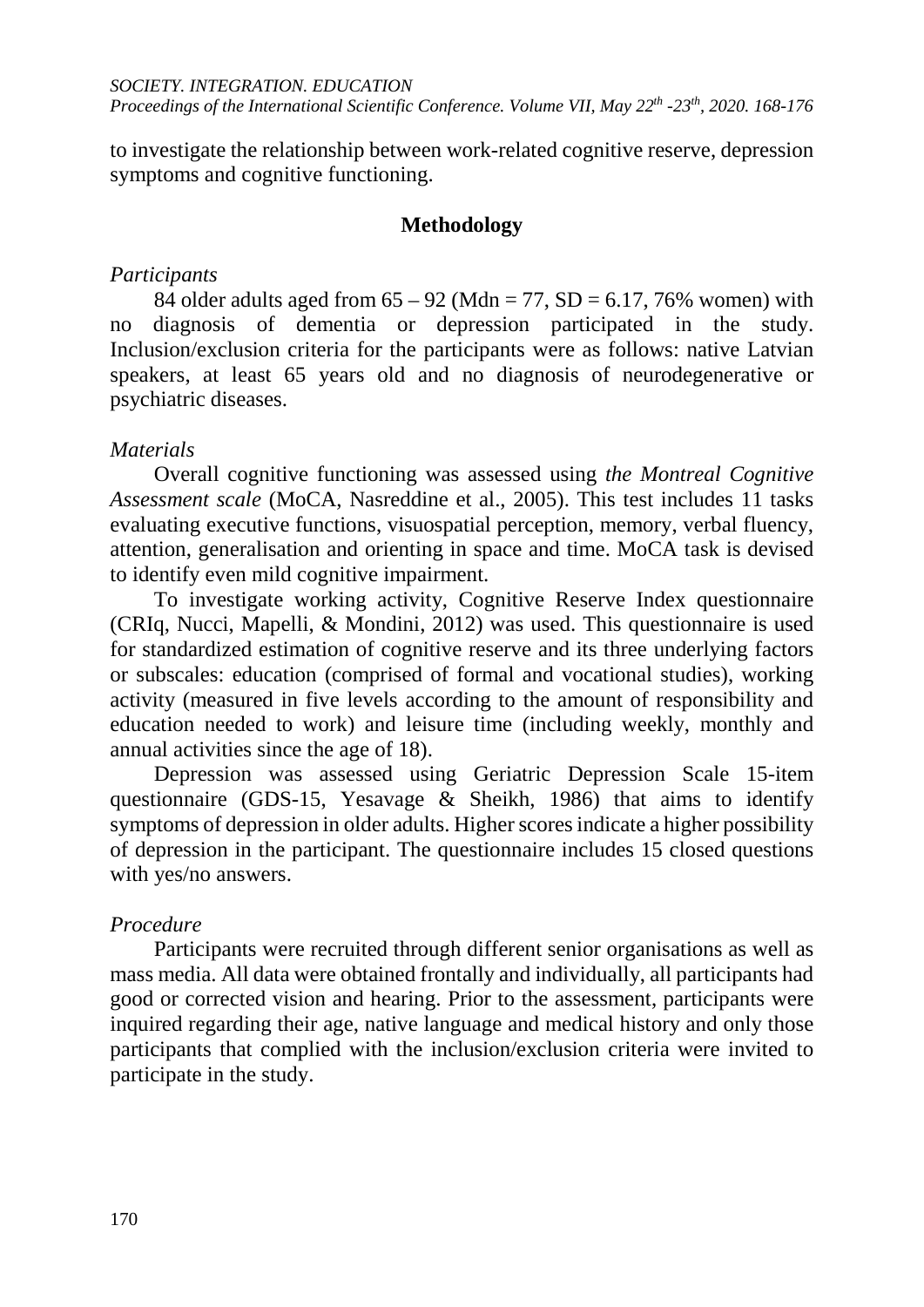to investigate the relationship between work-related cognitive reserve, depression symptoms and cognitive functioning.

## Methodology

*Participants*

84 older adults aged from 65 – 92 (Mdn = 77, SD = 6.17, 76% women) with no diagnosis of dementia or depression participated in the study. Inclusion/exclusion criteria for the participants were as follows: native Latvian speakers, at least 65 years old and no diagnosis of neurodegenerative or psychiatric diseases.

*Materials*

Overall cognitive functioning was assessed using *the Montreal Cognitive Assessment scale* (MoCA, Nasreddine et al., 2005). This test includes 11 tasks evaluating executive functions, visuospatial perception, memory, verbal fluency, attention, generalisation and orienting in space and time. MoCA task is devised to identify even mild cognitive impairment.

To investigate working activity, Cognitive Reserve Index questionnaire (CRIq, Nucci, Mapelli, & Mondini, 2012) was used. This questionnaire is used for standardized estimation of cognitive reserve and its three underlying factors or subscales: education (comprised of formal and vocational studies), working activity (measured in five levels according to the amount of responsibility and education needed to work) and leisure time (including weekly, monthly and annual activities since the age of 18).

Depression was assessed using Geriatric Depression Scale 15-item questionnaire (GDS-15, Yesavage & Sheikh, 1986) that aims to identify symptoms of depression in older adults. Higher scores indicate a higher possibility of depression in the participant. The questionnaire includes 15 closed questions with yes/no answers.

*Procedure*

Participants were recruited through different senior organisations as well as mass media. All data were obtained frontally and individually, all participants had good or corrected vision and hearing. Prior to the assessment, participants were inquired regarding their age, native language and medical history and only those participants that complied with the inclusion/exclusion criteria were invited to participate in the study.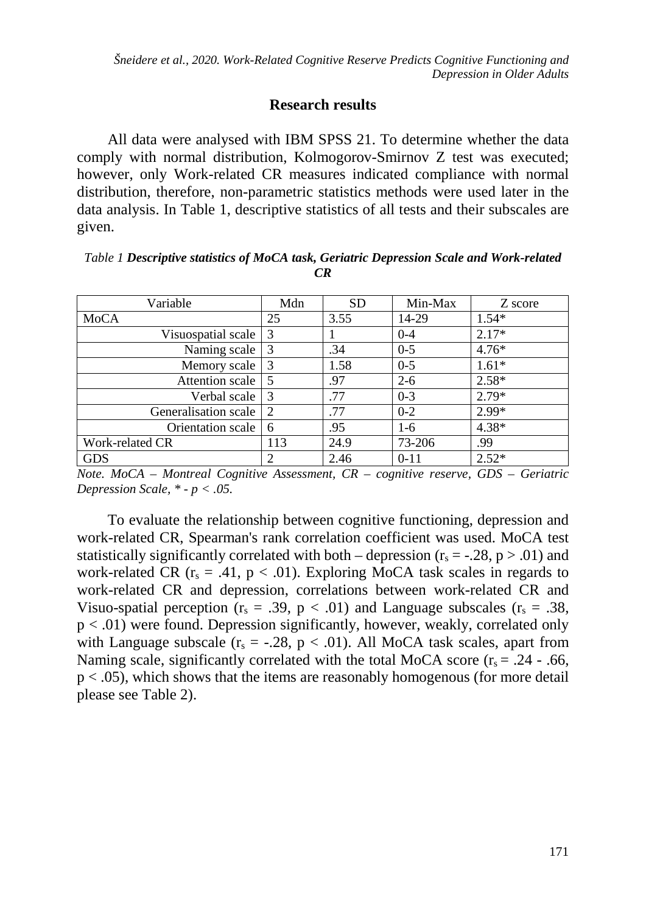## Research results

All data were analysed with IBM SPSS 21. To determine whether the data comply with normal distribution, Kolmogorov-Smirnov Z test was executed; however, only Work-related CR measures indicated compliance with normal distribution, therefore, non-parametric statistics methods were used later in the data analysis. In Table 1, descriptive statistics of all tests and their subscales are given.

*Table 1* ***Descriptive statistics of MoCA task, Geriatric Depression Scale and Work-related CR***

| Variable | Mdn | SD | Min-Max | Z score |
|---|---|---|---|---|
| MoCA | 25 | 3.55 | 14-29 | 1.54* |
| Visuospatial scale | 3 | 1 | 0-4 | 2.17* |
| Naming scale | 3 | .34 | 0-5 | 4.76* |
| Memory scale | 3 | 1.58 | 0-5 | 1.61* |
| Attention scale | 5 | .97 | 2-6 | 2.58* |
| Verbal scale | 3 | .77 | 0-3 | 2.79* |
| Generalisation scale | 2 | .77 | 0-2 | 2.99* |
| Orientation scale | 6 | .95 | 1-6 | 4.38* |
| Work-related CR | 113 | 24.9 | 73-206 | .99 |
| GDS | 2 | 2.46 | 0-11 | 2.52* |

*Note. MoCA – Montreal Cognitive Assessment, CR – cognitive reserve, GDS – Geriatric Depression Scale, * - $p < .05$.*

To evaluate the relationship between cognitive functioning, depression and work-related CR, Spearman's rank correlation coefficient was used. MoCA test statistically significantly correlated with both – depression ($r_s = -.28$, $p > .01$) and work-related CR ($r_s = .41$, $p < .01$). Exploring MoCA task scales in regards to work-related CR and depression, correlations between work-related CR and Visuo-spatial perception ($r_s = .39$, $p < .01$) and Language subscales ($r_s = .38$, $p < .01$) were found. Depression significantly, however, weakly, correlated only with Language subscale ($r_s = -.28$, $p < .01$). All MoCA task scales, apart from Naming scale, significantly correlated with the total MoCA score ($r_s = .24$ - $.66$, $p < .05$), which shows that the items are reasonably homogenous (for more detail please see Table 2).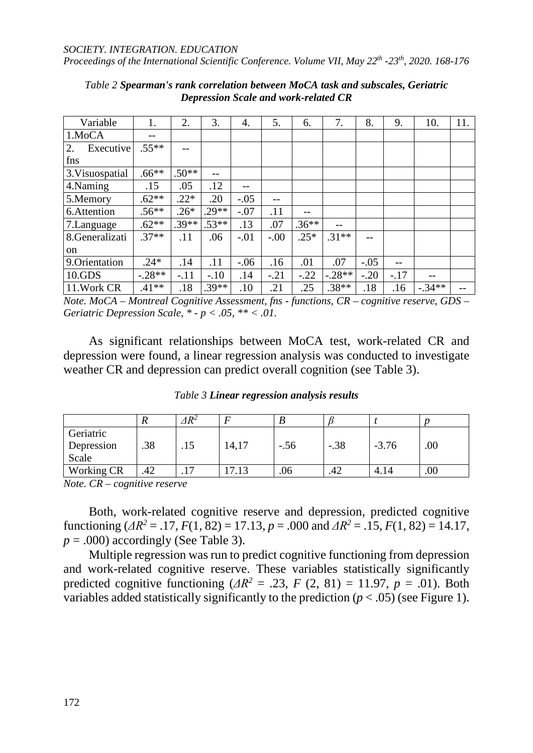*Table 2* ***Spearman's rank correlation between MoCA task and subscales, Geriatric Depression Scale and work-related CR***

| Variable | 1. | 2. | 3. | 4. | 5. | 6. | 7. | 8. | 9. | 10. | 11. |
|---|---|---|---|---|---|---|---|---|---|---|---|
| 1.MoCA | -- | | | | | | | | | | |
| 2. Executive fns | .55** | -- | | | | | | | | | |
| 3.Visuospatial | .66** | .50** | -- | | | | | | | | |
| 4.Naming | .15 | .05 | .12 | -- | | | | | | | |
| 5.Memory | .62** | .22* | .20 | -.05 | -- | | | | | | |
| 6.Attention | .56** | .26* | .29** | -.07 | .11 | -- | | | | | |
| 7.Language | .62** | .39** | .53** | .13 | .07 | .36** | -- | | | | |
| 8.Generalization | .37** | .11 | .06 | -.01 | -.00 | .25* | .31** | -- | | | |
| 9.Orientation | .24* | .14 | .11 | -.06 | .16 | .01 | .07 | -.05 | -- | | |
| 10.GDS | -.28** | -.11 | -.10 | .14 | -.21 | -.22 | -.28** | -.20 | -.17 | -- | |
| 11.Work CR | .41** | .18 | .39** | .10 | .21 | .25 | .38** | .18 | .16 | -.34** | -- |

*Note. MoCA – Montreal Cognitive Assessment, fns - functions, CR – cognitive reserve, GDS – Geriatric Depression Scale, * - p < .05, ** < .01.*

As significant relationships between MoCA test, work-related CR and depression were found, a linear regression analysis was conducted to investigate weather CR and depression can predict overall cognition (see Table 3).

*Table 3* ***Linear regression analysis results***

| | $R$ | $\Delta R^2$ | $F$ | $B$ | $\beta$ | $t$ | $p$ |
|---|---|---|---|---|---|---|---|
| Geriatric Depression Scale | .38 | .15 | 14,17 | -.56 | -.38 | -3.76 | .00 |
| Working CR | .42 | .17 | 17.13 | .06 | .42 | 4.14 | .00 |

*Note. CR – cognitive reserve*

Both, work-related cognitive reserve and depression, predicted cognitive functioning ($\Delta R^2 = .17$, $F(1, 82) = 17.13$, $p = .000$ and $\Delta R^2 = .15$, $F(1, 82) = 14.17$, $p = .000$) accordingly (See Table 3).

Multiple regression was run to predict cognitive functioning from depression and work-related cognitive reserve. These variables statistically significantly predicted cognitive functioning ($\Delta R^2 = .23$, $F$ (2, 81) = 11.97, $p$ = .01). Both variables added statistically significantly to the prediction ($p < .05$) (see Figure 1).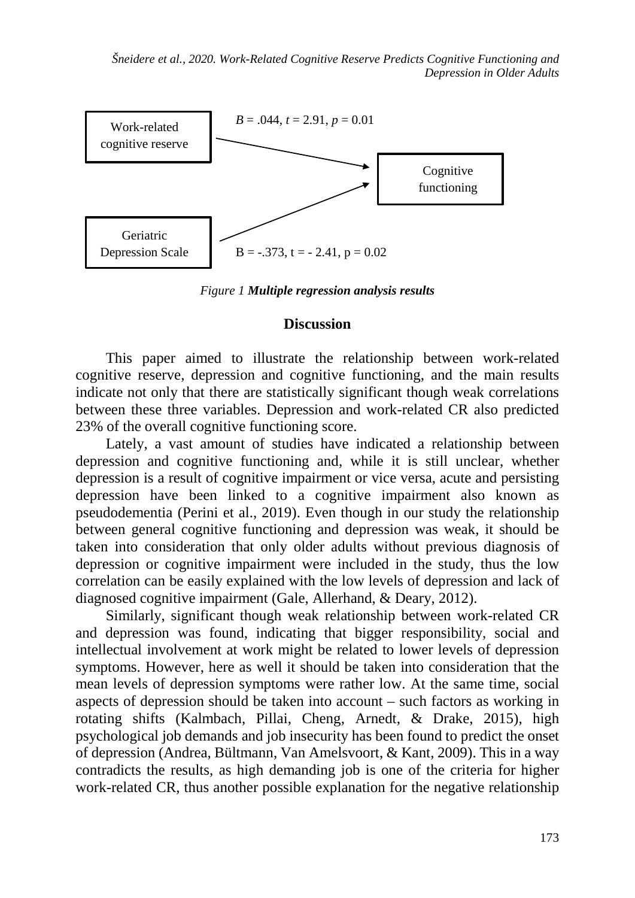Work-related cognitive reserve → Cognitive functioning: $B = .044$, $t = 2.91$, $p = 0.01$

Geriatric Depression Scale → Cognitive functioning: $B = -.373$, $t = -2.41$, $p = 0.02$

*Figure 1* ***Multiple regression analysis results***

## Discussion

This paper aimed to illustrate the relationship between work-related cognitive reserve, depression and cognitive functioning, and the main results indicate not only that there are statistically significant though weak correlations between these three variables. Depression and work-related CR also predicted 23% of the overall cognitive functioning score.

Lately, a vast amount of studies have indicated a relationship between depression and cognitive functioning and, while it is still unclear, whether depression is a result of cognitive impairment or vice versa, acute and persisting depression have been linked to a cognitive impairment also known as pseudodementia (Perini et al., 2019). Even though in our study the relationship between general cognitive functioning and depression was weak, it should be taken into consideration that only older adults without previous diagnosis of depression or cognitive impairment were included in the study, thus the low correlation can be easily explained with the low levels of depression and lack of diagnosed cognitive impairment (Gale, Allerhand, & Deary, 2012).

Similarly, significant though weak relationship between work-related CR and depression was found, indicating that bigger responsibility, social and intellectual involvement at work might be related to lower levels of depression symptoms. However, here as well it should be taken into consideration that the mean levels of depression symptoms were rather low. At the same time, social aspects of depression should be taken into account – such factors as working in rotating shifts (Kalmbach, Pillai, Cheng, Arnedt, & Drake, 2015), high psychological job demands and job insecurity has been found to predict the onset of depression (Andrea, Bültmann, Van Amelsvoort, & Kant, 2009). This in a way contradicts the results, as high demanding job is one of the criteria for higher work-related CR, thus another possible explanation for the negative relationship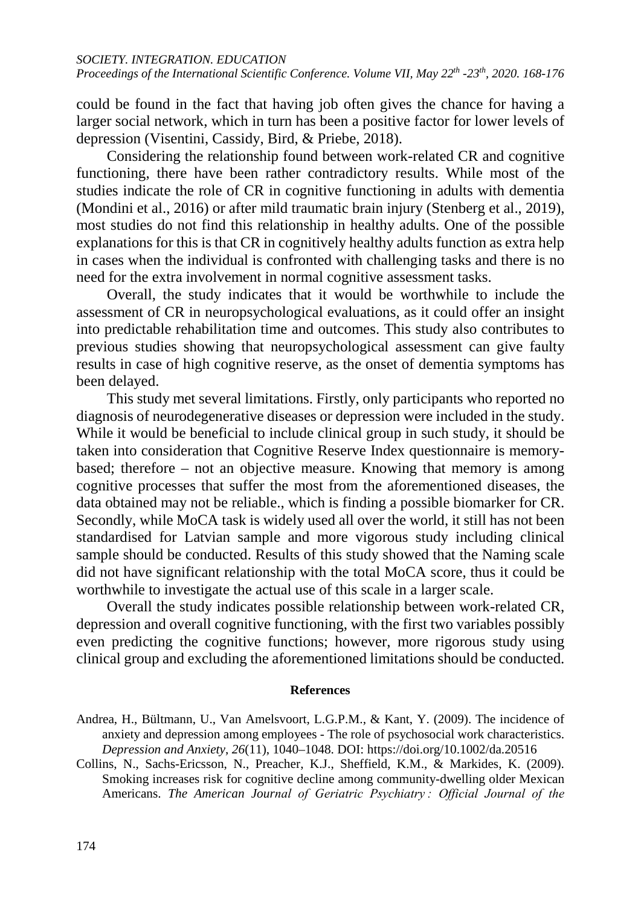could be found in the fact that having job often gives the chance for having a larger social network, which in turn has been a positive factor for lower levels of depression (Visentini, Cassidy, Bird, & Priebe, 2018).

Considering the relationship found between work-related CR and cognitive functioning, there have been rather contradictory results. While most of the studies indicate the role of CR in cognitive functioning in adults with dementia (Mondini et al., 2016) or after mild traumatic brain injury (Stenberg et al., 2019), most studies do not find this relationship in healthy adults. One of the possible explanations for this is that CR in cognitively healthy adults function as extra help in cases when the individual is confronted with challenging tasks and there is no need for the extra involvement in normal cognitive assessment tasks.

Overall, the study indicates that it would be worthwhile to include the assessment of CR in neuropsychological evaluations, as it could offer an insight into predictable rehabilitation time and outcomes. This study also contributes to previous studies showing that neuropsychological assessment can give faulty results in case of high cognitive reserve, as the onset of dementia symptoms has been delayed.

This study met several limitations. Firstly, only participants who reported no diagnosis of neurodegenerative diseases or depression were included in the study. While it would be beneficial to include clinical group in such study, it should be taken into consideration that Cognitive Reserve Index questionnaire is memory-based; therefore – not an objective measure. Knowing that memory is among cognitive processes that suffer the most from the aforementioned diseases, the data obtained may not be reliable., which is finding a possible biomarker for CR. Secondly, while MoCA task is widely used all over the world, it still has not been standardised for Latvian sample and more vigorous study including clinical sample should be conducted. Results of this study showed that the Naming scale did not have significant relationship with the total MoCA score, thus it could be worthwhile to investigate the actual use of this scale in a larger scale.

Overall the study indicates possible relationship between work-related CR, depression and overall cognitive functioning, with the first two variables possibly even predicting the cognitive functions; however, more rigorous study using clinical group and excluding the aforementioned limitations should be conducted.

## References

Andrea, H., Bültmann, U., Van Amelsvoort, L.G.P.M., & Kant, Y. (2009). The incidence of anxiety and depression among employees - The role of psychosocial work characteristics. *Depression and Anxiety*, *26*(11), 1040–1048. DOI: https://doi.org/10.1002/da.20516

Collins, N., Sachs-Ericsson, N., Preacher, K.J., Sheffield, K.M., & Markides, K. (2009). Smoking increases risk for cognitive decline among community-dwelling older Mexican Americans. *The American Journal of Geriatric Psychiatry : Official Journal of the*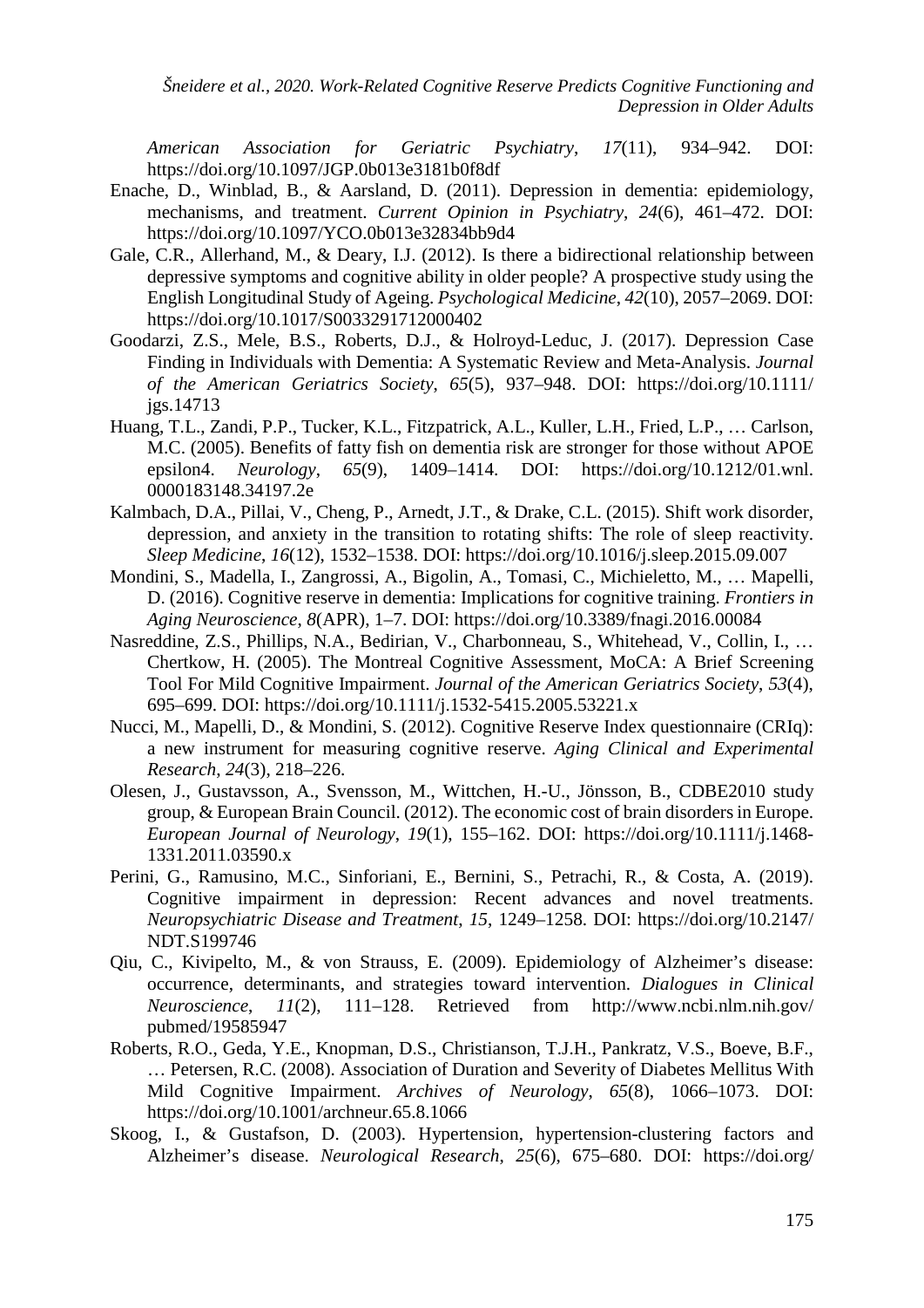*American Association for Geriatric Psychiatry*, *17*(11), 934–942. DOI: https://doi.org/10.1097/JGP.0b013e3181b0f8df

Enache, D., Winblad, B., & Aarsland, D. (2011). Depression in dementia: epidemiology, mechanisms, and treatment. *Current Opinion in Psychiatry*, *24*(6), 461–472. DOI: https://doi.org/10.1097/YCO.0b013e32834bb9d4

Gale, C.R., Allerhand, M., & Deary, I.J. (2012). Is there a bidirectional relationship between depressive symptoms and cognitive ability in older people? A prospective study using the English Longitudinal Study of Ageing. *Psychological Medicine*, *42*(10), 2057–2069. DOI: https://doi.org/10.1017/S0033291712000402

Goodarzi, Z.S., Mele, B.S., Roberts, D.J., & Holroyd-Leduc, J. (2017). Depression Case Finding in Individuals with Dementia: A Systematic Review and Meta-Analysis. *Journal of the American Geriatrics Society*, *65*(5), 937–948. DOI: https://doi.org/10.1111/jgs.14713

Huang, T.L., Zandi, P.P., Tucker, K.L., Fitzpatrick, A.L., Kuller, L.H., Fried, L.P., … Carlson, M.C. (2005). Benefits of fatty fish on dementia risk are stronger for those without APOE epsilon4. *Neurology*, *65*(9), 1409–1414. DOI: https://doi.org/10.1212/01.wnl.0000183148.34197.2e

Kalmbach, D.A., Pillai, V., Cheng, P., Arnedt, J.T., & Drake, C.L. (2015). Shift work disorder, depression, and anxiety in the transition to rotating shifts: The role of sleep reactivity. *Sleep Medicine*, *16*(12), 1532–1538. DOI: https://doi.org/10.1016/j.sleep.2015.09.007

Mondini, S., Madella, I., Zangrossi, A., Bigolin, A., Tomasi, C., Michieletto, M., … Mapelli, D. (2016). Cognitive reserve in dementia: Implications for cognitive training. *Frontiers in Aging Neuroscience*, *8*(APR), 1–7. DOI: https://doi.org/10.3389/fnagi.2016.00084

Nasreddine, Z.S., Phillips, N.A., Bedirian, V., Charbonneau, S., Whitehead, V., Collin, I., … Chertkow, H. (2005). The Montreal Cognitive Assessment, MoCA: A Brief Screening Tool For Mild Cognitive Impairment. *Journal of the American Geriatrics Society*, *53*(4), 695–699. DOI: https://doi.org/10.1111/j.1532-5415.2005.53221.x

Nucci, M., Mapelli, D., & Mondini, S. (2012). Cognitive Reserve Index questionnaire (CRIq): a new instrument for measuring cognitive reserve. *Aging Clinical and Experimental Research*, *24*(3), 218–226.

Olesen, J., Gustavsson, A., Svensson, M., Wittchen, H.-U., Jönsson, B., CDBE2010 study group, & European Brain Council. (2012). The economic cost of brain disorders in Europe. *European Journal of Neurology*, *19*(1), 155–162. DOI: https://doi.org/10.1111/j.1468-1331.2011.03590.x

Perini, G., Ramusino, M.C., Sinforiani, E., Bernini, S., Petrachi, R., & Costa, A. (2019). Cognitive impairment in depression: Recent advances and novel treatments. *Neuropsychiatric Disease and Treatment*, *15*, 1249–1258. DOI: https://doi.org/10.2147/NDT.S199746

Qiu, C., Kivipelto, M., & von Strauss, E. (2009). Epidemiology of Alzheimer's disease: occurrence, determinants, and strategies toward intervention. *Dialogues in Clinical Neuroscience*, *11*(2), 111–128. Retrieved from http://www.ncbi.nlm.nih.gov/pubmed/19585947

Roberts, R.O., Geda, Y.E., Knopman, D.S., Christianson, T.J.H., Pankratz, V.S., Boeve, B.F., … Petersen, R.C. (2008). Association of Duration and Severity of Diabetes Mellitus With Mild Cognitive Impairment. *Archives of Neurology*, *65*(8), 1066–1073. DOI: https://doi.org/10.1001/archneur.65.8.1066

Skoog, I., & Gustafson, D. (2003). Hypertension, hypertension-clustering factors and Alzheimer's disease. *Neurological Research*, *25*(6), 675–680. DOI: https://doi.org/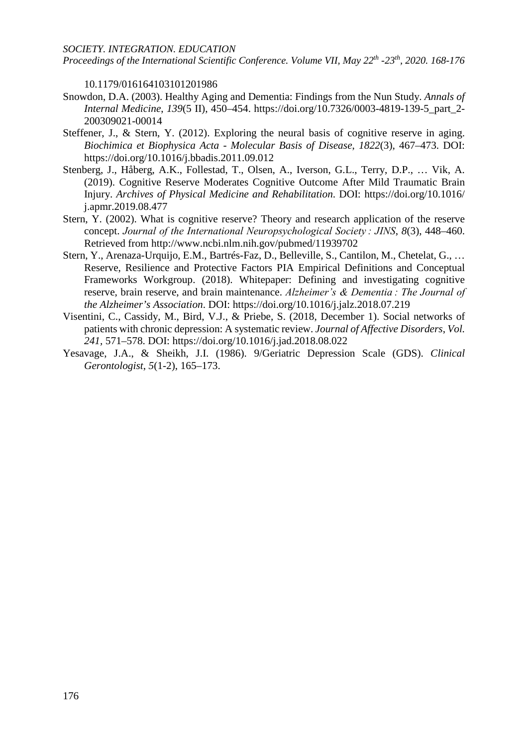10.1179/016164103101201986

Snowdon, D.A. (2003). Healthy Aging and Dementia: Findings from the Nun Study. *Annals of Internal Medicine*, *139*(5 II), 450–454. https://doi.org/10.7326/0003-4819-139-5_part_2-200309021-00014

Steffener, J., & Stern, Y. (2012). Exploring the neural basis of cognitive reserve in aging. *Biochimica et Biophysica Acta - Molecular Basis of Disease*, *1822*(3), 467–473. DOI: https://doi.org/10.1016/j.bbadis.2011.09.012

Stenberg, J., Håberg, A.K., Follestad, T., Olsen, A., Iverson, G.L., Terry, D.P., … Vik, A. (2019). Cognitive Reserve Moderates Cognitive Outcome After Mild Traumatic Brain Injury. *Archives of Physical Medicine and Rehabilitation*. DOI: https://doi.org/10.1016/j.apmr.2019.08.477

Stern, Y. (2002). What is cognitive reserve? Theory and research application of the reserve concept. *Journal of the International Neuropsychological Society : JINS*, *8*(3), 448–460. Retrieved from http://www.ncbi.nlm.nih.gov/pubmed/11939702

Stern, Y., Arenaza-Urquijo, E.M., Bartrés-Faz, D., Belleville, S., Cantilon, M., Chetelat, G., … Reserve, Resilience and Protective Factors PIA Empirical Definitions and Conceptual Frameworks Workgroup. (2018). Whitepaper: Defining and investigating cognitive reserve, brain reserve, and brain maintenance. *Alzheimer's & Dementia : The Journal of the Alzheimer's Association*. DOI: https://doi.org/10.1016/j.jalz.2018.07.219

Visentini, C., Cassidy, M., Bird, V.J., & Priebe, S. (2018, December 1). Social networks of patients with chronic depression: A systematic review. *Journal of Affective Disorders*, *Vol. 241*, 571–578. DOI: https://doi.org/10.1016/j.jad.2018.08.022

Yesavage, J.A., & Sheikh, J.I. (1986). 9/Geriatric Depression Scale (GDS). *Clinical Gerontologist*, *5*(1-2), 165–173.